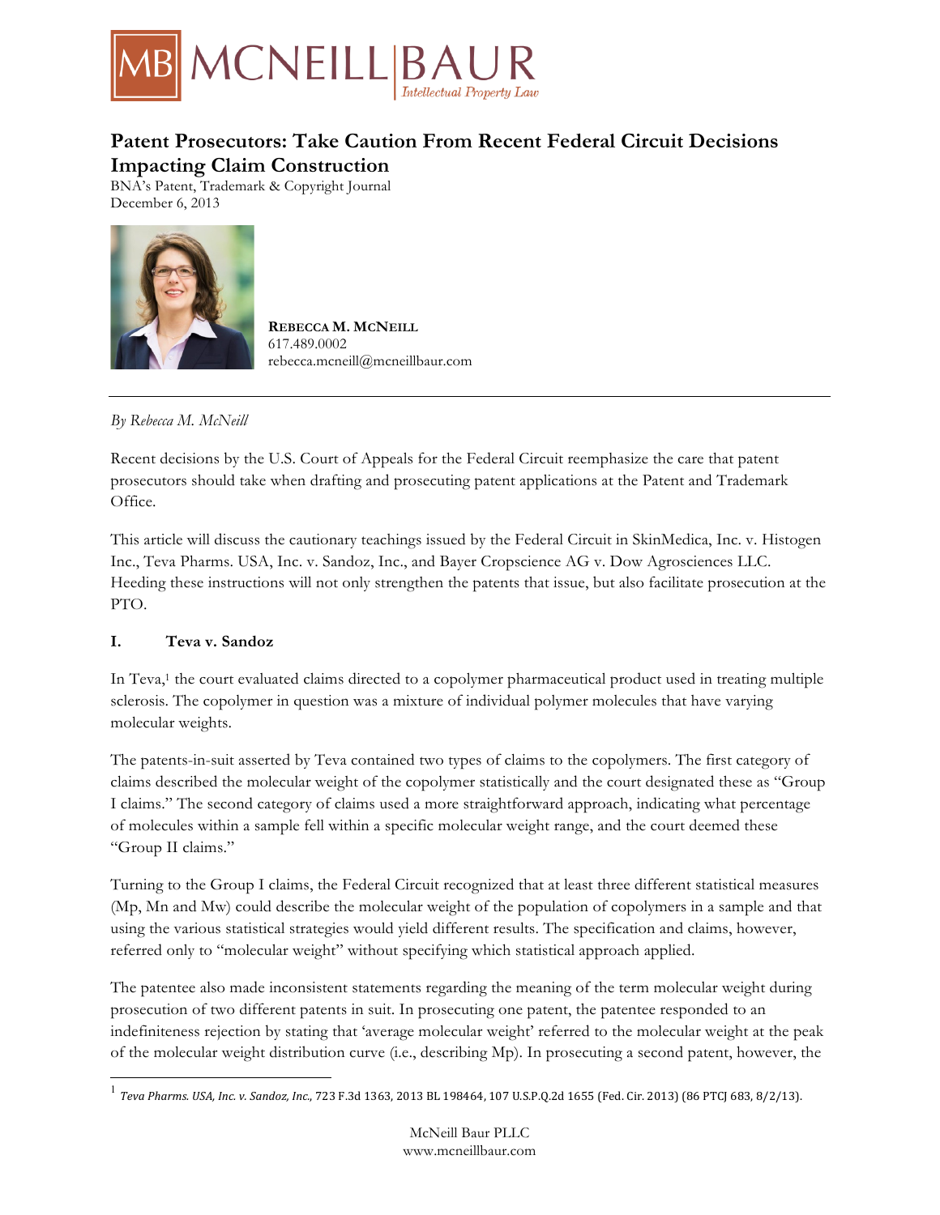# Patent Prosecutors: Take Caution From Recent Federal Circuit Decisions Impacting Claim Construction

BNA's Patent, Trademark & Copyright Journal
December 6, 2013

**REBECCA M. MCNEILL**
617.489.0002
rebecca.mcneill@mcneillbaur.com

---

*By Rebecca M. McNeill*

Recent decisions by the U.S. Court of Appeals for the Federal Circuit reemphasize the care that patent prosecutors should take when drafting and prosecuting patent applications at the Patent and Trademark Office.

This article will discuss the cautionary teachings issued by the Federal Circuit in SkinMedica, Inc. v. Histogen Inc., Teva Pharms. USA, Inc. v. Sandoz, Inc., and Bayer Cropscience AG v. Dow Agrosciences LLC. Heeding these instructions will not only strengthen the patents that issue, but also facilitate prosecution at the PTO.

## I. Teva v. Sandoz

In Teva,[1] the court evaluated claims directed to a copolymer pharmaceutical product used in treating multiple sclerosis. The copolymer in question was a mixture of individual polymer molecules that have varying molecular weights.

The patents-in-suit asserted by Teva contained two types of claims to the copolymers. The first category of claims described the molecular weight of the copolymer statistically and the court designated these as "Group I claims." The second category of claims used a more straightforward approach, indicating what percentage of molecules within a sample fell within a specific molecular weight range, and the court deemed these "Group II claims."

Turning to the Group I claims, the Federal Circuit recognized that at least three different statistical measures (Mp, Mn and Mw) could describe the molecular weight of the population of copolymers in a sample and that using the various statistical strategies would yield different results. The specification and claims, however, referred only to "molecular weight" without specifying which statistical approach applied.

The patentee also made inconsistent statements regarding the meaning of the term molecular weight during prosecution of two different patents in suit. In prosecuting one patent, the patentee responded to an indefiniteness rejection by stating that 'average molecular weight' referred to the molecular weight at the peak of the molecular weight distribution curve (i.e., describing Mp). In prosecuting a second patent, however, the

---

[1] *Teva Pharms. USA, Inc. v. Sandoz, Inc.*, 723 F.3d 1363, 2013 BL 198464, 107 U.S.P.Q.2d 1655 (Fed. Cir. 2013) (86 PTCJ 683, 8/2/13).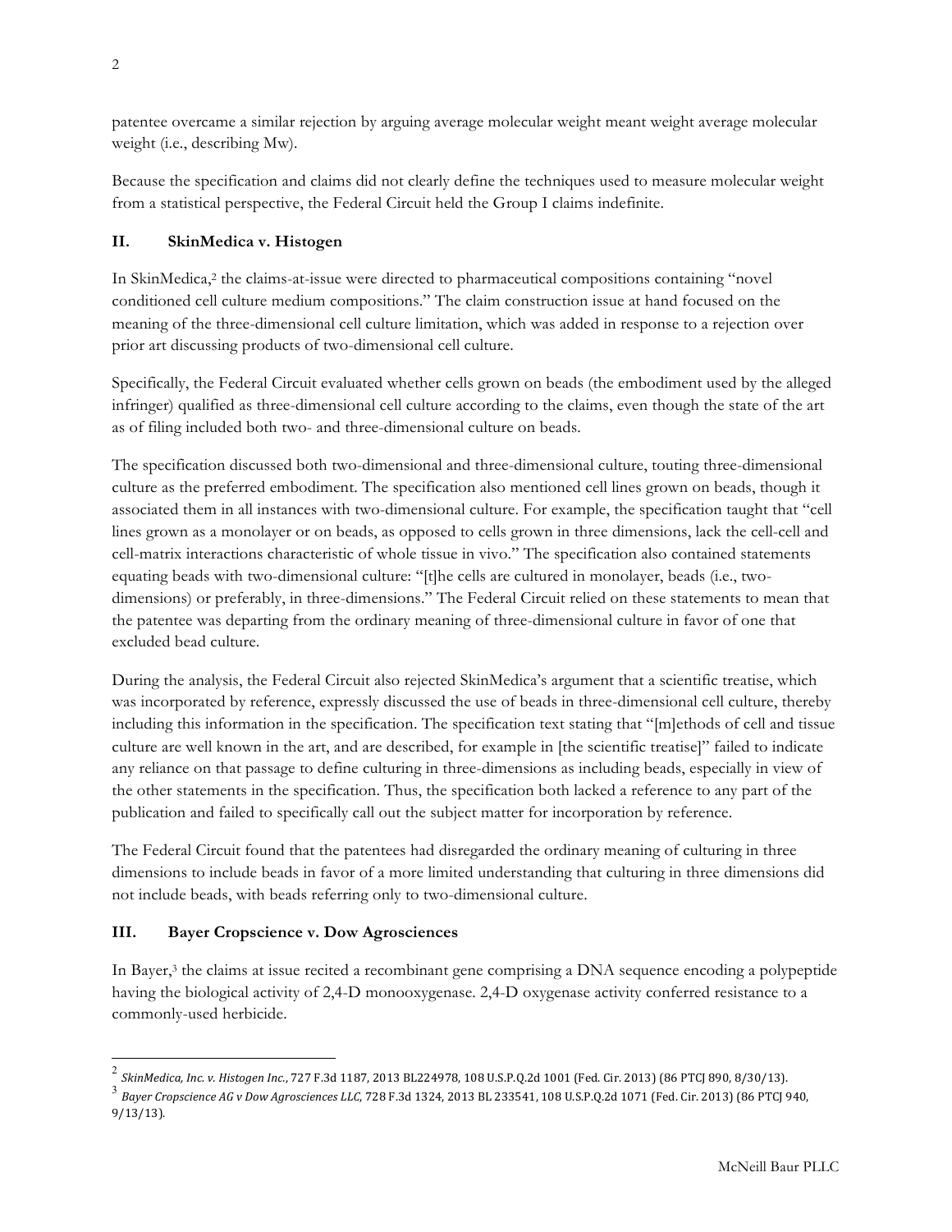patentee overcame a similar rejection by arguing average molecular weight meant weight average molecular weight (i.e., describing Mw).

Because the specification and claims did not clearly define the techniques used to measure molecular weight from a statistical perspective, the Federal Circuit held the Group I claims indefinite.

## II. SkinMedica v. Histogen

In SkinMedica,[2] the claims-at-issue were directed to pharmaceutical compositions containing "novel conditioned cell culture medium compositions." The claim construction issue at hand focused on the meaning of the three-dimensional cell culture limitation, which was added in response to a rejection over prior art discussing products of two-dimensional cell culture.

Specifically, the Federal Circuit evaluated whether cells grown on beads (the embodiment used by the alleged infringer) qualified as three-dimensional cell culture according to the claims, even though the state of the art as of filing included both two- and three-dimensional culture on beads.

The specification discussed both two-dimensional and three-dimensional culture, touting three-dimensional culture as the preferred embodiment. The specification also mentioned cell lines grown on beads, though it associated them in all instances with two-dimensional culture. For example, the specification taught that "cell lines grown as a monolayer or on beads, as opposed to cells grown in three dimensions, lack the cell-cell and cell-matrix interactions characteristic of whole tissue in vivo." The specification also contained statements equating beads with two-dimensional culture: "[t]he cells are cultured in monolayer, beads (i.e., two-dimensions) or preferably, in three-dimensions." The Federal Circuit relied on these statements to mean that the patentee was departing from the ordinary meaning of three-dimensional culture in favor of one that excluded bead culture.

During the analysis, the Federal Circuit also rejected SkinMedica's argument that a scientific treatise, which was incorporated by reference, expressly discussed the use of beads in three-dimensional cell culture, thereby including this information in the specification. The specification text stating that "[m]ethods of cell and tissue culture are well known in the art, and are described, for example in [the scientific treatise]" failed to indicate any reliance on that passage to define culturing in three-dimensions as including beads, especially in view of the other statements in the specification. Thus, the specification both lacked a reference to any part of the publication and failed to specifically call out the subject matter for incorporation by reference.

The Federal Circuit found that the patentees had disregarded the ordinary meaning of culturing in three dimensions to include beads in favor of a more limited understanding that culturing in three dimensions did not include beads, with beads referring only to two-dimensional culture.

## III. Bayer Cropscience v. Dow Agrosciences

In Bayer,[3] the claims at issue recited a recombinant gene comprising a DNA sequence encoding a polypeptide having the biological activity of 2,4-D monooxygenase. 2,4-D oxygenase activity conferred resistance to a commonly-used herbicide.

---

[2] *SkinMedica, Inc. v. Histogen Inc.*, 727 F.3d 1187, 2013 BL224978, 108 U.S.P.Q.2d 1001 (Fed. Cir. 2013) (86 PTCJ 890, 8/30/13).

[3] *Bayer Cropscience AG v Dow Agrosciences LLC*, 728 F.3d 1324, 2013 BL 233541, 108 U.S.P.Q.2d 1071 (Fed. Cir. 2013) (86 PTCJ 940, 9/13/13).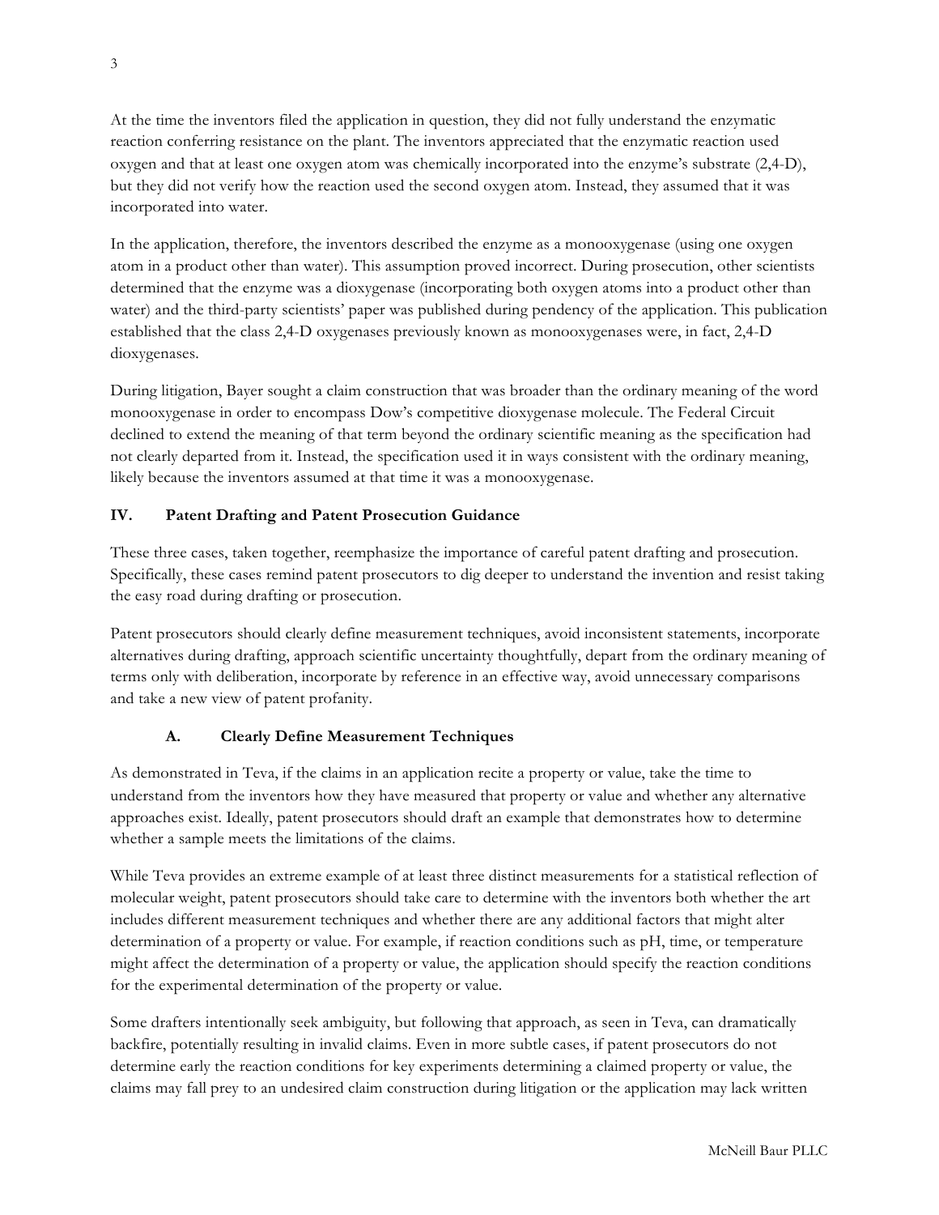At the time the inventors filed the application in question, they did not fully understand the enzymatic reaction conferring resistance on the plant. The inventors appreciated that the enzymatic reaction used oxygen and that at least one oxygen atom was chemically incorporated into the enzyme's substrate (2,4-D), but they did not verify how the reaction used the second oxygen atom. Instead, they assumed that it was incorporated into water.

In the application, therefore, the inventors described the enzyme as a monooxygenase (using one oxygen atom in a product other than water). This assumption proved incorrect. During prosecution, other scientists determined that the enzyme was a dioxygenase (incorporating both oxygen atoms into a product other than water) and the third-party scientists' paper was published during pendency of the application. This publication established that the class 2,4-D oxygenases previously known as monooxygenases were, in fact, 2,4-D dioxygenases.

During litigation, Bayer sought a claim construction that was broader than the ordinary meaning of the word monooxygenase in order to encompass Dow's competitive dioxygenase molecule. The Federal Circuit declined to extend the meaning of that term beyond the ordinary scientific meaning as the specification had not clearly departed from it. Instead, the specification used it in ways consistent with the ordinary meaning, likely because the inventors assumed at that time it was a monooxygenase.

## IV. Patent Drafting and Patent Prosecution Guidance

These three cases, taken together, reemphasize the importance of careful patent drafting and prosecution. Specifically, these cases remind patent prosecutors to dig deeper to understand the invention and resist taking the easy road during drafting or prosecution.

Patent prosecutors should clearly define measurement techniques, avoid inconsistent statements, incorporate alternatives during drafting, approach scientific uncertainty thoughtfully, depart from the ordinary meaning of terms only with deliberation, incorporate by reference in an effective way, avoid unnecessary comparisons and take a new view of patent profanity.

### A. Clearly Define Measurement Techniques

As demonstrated in Teva, if the claims in an application recite a property or value, take the time to understand from the inventors how they have measured that property or value and whether any alternative approaches exist. Ideally, patent prosecutors should draft an example that demonstrates how to determine whether a sample meets the limitations of the claims.

While Teva provides an extreme example of at least three distinct measurements for a statistical reflection of molecular weight, patent prosecutors should take care to determine with the inventors both whether the art includes different measurement techniques and whether there are any additional factors that might alter determination of a property or value. For example, if reaction conditions such as pH, time, or temperature might affect the determination of a property or value, the application should specify the reaction conditions for the experimental determination of the property or value.

Some drafters intentionally seek ambiguity, but following that approach, as seen in Teva, can dramatically backfire, potentially resulting in invalid claims. Even in more subtle cases, if patent prosecutors do not determine early the reaction conditions for key experiments determining a claimed property or value, the claims may fall prey to an undesired claim construction during litigation or the application may lack written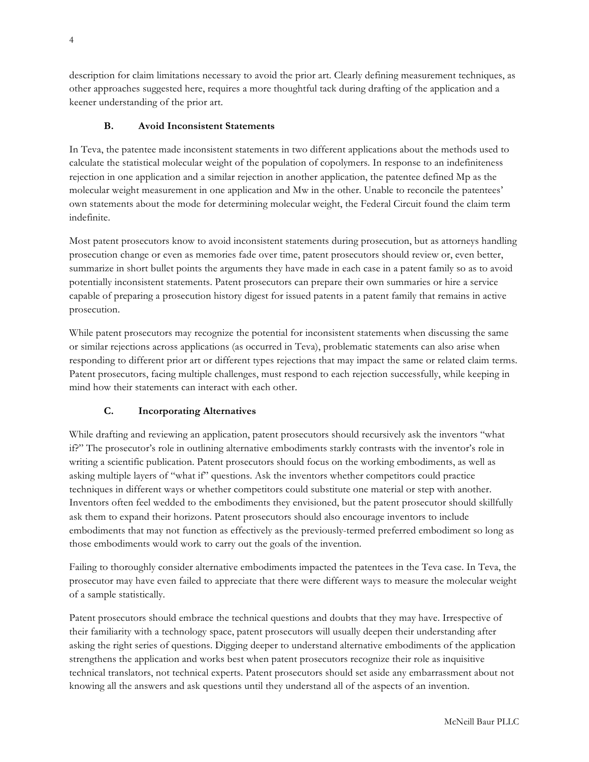description for claim limitations necessary to avoid the prior art. Clearly defining measurement techniques, as other approaches suggested here, requires a more thoughtful tack during drafting of the application and a keener understanding of the prior art.

### B. Avoid Inconsistent Statements

In Teva, the patentee made inconsistent statements in two different applications about the methods used to calculate the statistical molecular weight of the population of copolymers. In response to an indefiniteness rejection in one application and a similar rejection in another application, the patentee defined Mp as the molecular weight measurement in one application and Mw in the other. Unable to reconcile the patentees' own statements about the mode for determining molecular weight, the Federal Circuit found the claim term indefinite.

Most patent prosecutors know to avoid inconsistent statements during prosecution, but as attorneys handling prosecution change or even as memories fade over time, patent prosecutors should review or, even better, summarize in short bullet points the arguments they have made in each case in a patent family so as to avoid potentially inconsistent statements. Patent prosecutors can prepare their own summaries or hire a service capable of preparing a prosecution history digest for issued patents in a patent family that remains in active prosecution.

While patent prosecutors may recognize the potential for inconsistent statements when discussing the same or similar rejections across applications (as occurred in Teva), problematic statements can also arise when responding to different prior art or different types rejections that may impact the same or related claim terms. Patent prosecutors, facing multiple challenges, must respond to each rejection successfully, while keeping in mind how their statements can interact with each other.

### C. Incorporating Alternatives

While drafting and reviewing an application, patent prosecutors should recursively ask the inventors "what if?" The prosecutor's role in outlining alternative embodiments starkly contrasts with the inventor's role in writing a scientific publication. Patent prosecutors should focus on the working embodiments, as well as asking multiple layers of "what if" questions. Ask the inventors whether competitors could practice techniques in different ways or whether competitors could substitute one material or step with another. Inventors often feel wedded to the embodiments they envisioned, but the patent prosecutor should skillfully ask them to expand their horizons. Patent prosecutors should also encourage inventors to include embodiments that may not function as effectively as the previously-termed preferred embodiment so long as those embodiments would work to carry out the goals of the invention.

Failing to thoroughly consider alternative embodiments impacted the patentees in the Teva case. In Teva, the prosecutor may have even failed to appreciate that there were different ways to measure the molecular weight of a sample statistically.

Patent prosecutors should embrace the technical questions and doubts that they may have. Irrespective of their familiarity with a technology space, patent prosecutors will usually deepen their understanding after asking the right series of questions. Digging deeper to understand alternative embodiments of the application strengthens the application and works best when patent prosecutors recognize their role as inquisitive technical translators, not technical experts. Patent prosecutors should set aside any embarrassment about not knowing all the answers and ask questions until they understand all of the aspects of an invention.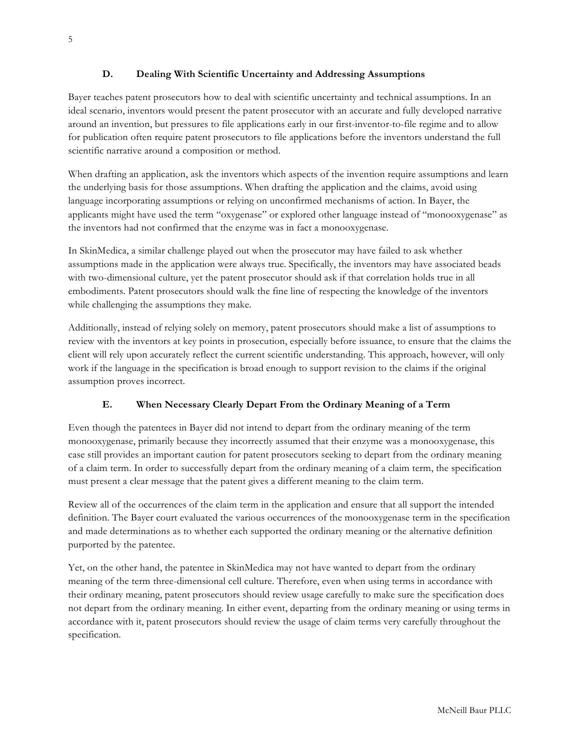### D. Dealing With Scientific Uncertainty and Addressing Assumptions

Bayer teaches patent prosecutors how to deal with scientific uncertainty and technical assumptions. In an ideal scenario, inventors would present the patent prosecutor with an accurate and fully developed narrative around an invention, but pressures to file applications early in our first-inventor-to-file regime and to allow for publication often require patent prosecutors to file applications before the inventors understand the full scientific narrative around a composition or method.

When drafting an application, ask the inventors which aspects of the invention require assumptions and learn the underlying basis for those assumptions. When drafting the application and the claims, avoid using language incorporating assumptions or relying on unconfirmed mechanisms of action. In Bayer, the applicants might have used the term "oxygenase" or explored other language instead of "monooxygenase" as the inventors had not confirmed that the enzyme was in fact a monooxygenase.

In SkinMedica, a similar challenge played out when the prosecutor may have failed to ask whether assumptions made in the application were always true. Specifically, the inventors may have associated beads with two-dimensional culture, yet the patent prosecutor should ask if that correlation holds true in all embodiments. Patent prosecutors should walk the fine line of respecting the knowledge of the inventors while challenging the assumptions they make.

Additionally, instead of relying solely on memory, patent prosecutors should make a list of assumptions to review with the inventors at key points in prosecution, especially before issuance, to ensure that the claims the client will rely upon accurately reflect the current scientific understanding. This approach, however, will only work if the language in the specification is broad enough to support revision to the claims if the original assumption proves incorrect.

### E. When Necessary Clearly Depart From the Ordinary Meaning of a Term

Even though the patentees in Bayer did not intend to depart from the ordinary meaning of the term monooxygenase, primarily because they incorrectly assumed that their enzyme was a monooxygenase, this case still provides an important caution for patent prosecutors seeking to depart from the ordinary meaning of a claim term. In order to successfully depart from the ordinary meaning of a claim term, the specification must present a clear message that the patent gives a different meaning to the claim term.

Review all of the occurrences of the claim term in the application and ensure that all support the intended definition. The Bayer court evaluated the various occurrences of the monooxygenase term in the specification and made determinations as to whether each supported the ordinary meaning or the alternative definition purported by the patentee.

Yet, on the other hand, the patentee in SkinMedica may not have wanted to depart from the ordinary meaning of the term three-dimensional cell culture. Therefore, even when using terms in accordance with their ordinary meaning, patent prosecutors should review usage carefully to make sure the specification does not depart from the ordinary meaning. In either event, departing from the ordinary meaning or using terms in accordance with it, patent prosecutors should review the usage of claim terms very carefully throughout the specification.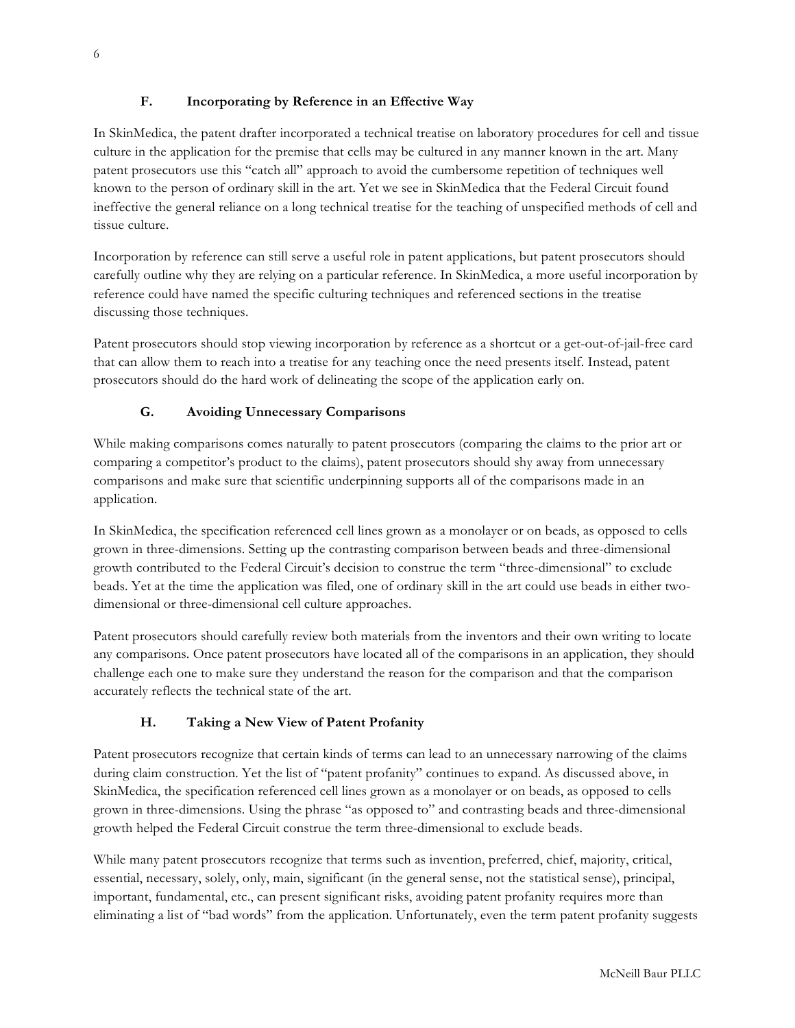### F. Incorporating by Reference in an Effective Way

In SkinMedica, the patent drafter incorporated a technical treatise on laboratory procedures for cell and tissue culture in the application for the premise that cells may be cultured in any manner known in the art. Many patent prosecutors use this "catch all" approach to avoid the cumbersome repetition of techniques well known to the person of ordinary skill in the art. Yet we see in SkinMedica that the Federal Circuit found ineffective the general reliance on a long technical treatise for the teaching of unspecified methods of cell and tissue culture.

Incorporation by reference can still serve a useful role in patent applications, but patent prosecutors should carefully outline why they are relying on a particular reference. In SkinMedica, a more useful incorporation by reference could have named the specific culturing techniques and referenced sections in the treatise discussing those techniques.

Patent prosecutors should stop viewing incorporation by reference as a shortcut or a get-out-of-jail-free card that can allow them to reach into a treatise for any teaching once the need presents itself. Instead, patent prosecutors should do the hard work of delineating the scope of the application early on.

### G. Avoiding Unnecessary Comparisons

While making comparisons comes naturally to patent prosecutors (comparing the claims to the prior art or comparing a competitor's product to the claims), patent prosecutors should shy away from unnecessary comparisons and make sure that scientific underpinning supports all of the comparisons made in an application.

In SkinMedica, the specification referenced cell lines grown as a monolayer or on beads, as opposed to cells grown in three-dimensions. Setting up the contrasting comparison between beads and three-dimensional growth contributed to the Federal Circuit's decision to construe the term "three-dimensional" to exclude beads. Yet at the time the application was filed, one of ordinary skill in the art could use beads in either two-dimensional or three-dimensional cell culture approaches.

Patent prosecutors should carefully review both materials from the inventors and their own writing to locate any comparisons. Once patent prosecutors have located all of the comparisons in an application, they should challenge each one to make sure they understand the reason for the comparison and that the comparison accurately reflects the technical state of the art.

### H. Taking a New View of Patent Profanity

Patent prosecutors recognize that certain kinds of terms can lead to an unnecessary narrowing of the claims during claim construction. Yet the list of "patent profanity" continues to expand. As discussed above, in SkinMedica, the specification referenced cell lines grown as a monolayer or on beads, as opposed to cells grown in three-dimensions. Using the phrase "as opposed to" and contrasting beads and three-dimensional growth helped the Federal Circuit construe the term three-dimensional to exclude beads.

While many patent prosecutors recognize that terms such as invention, preferred, chief, majority, critical, essential, necessary, solely, only, main, significant (in the general sense, not the statistical sense), principal, important, fundamental, etc., can present significant risks, avoiding patent profanity requires more than eliminating a list of "bad words" from the application. Unfortunately, even the term patent profanity suggests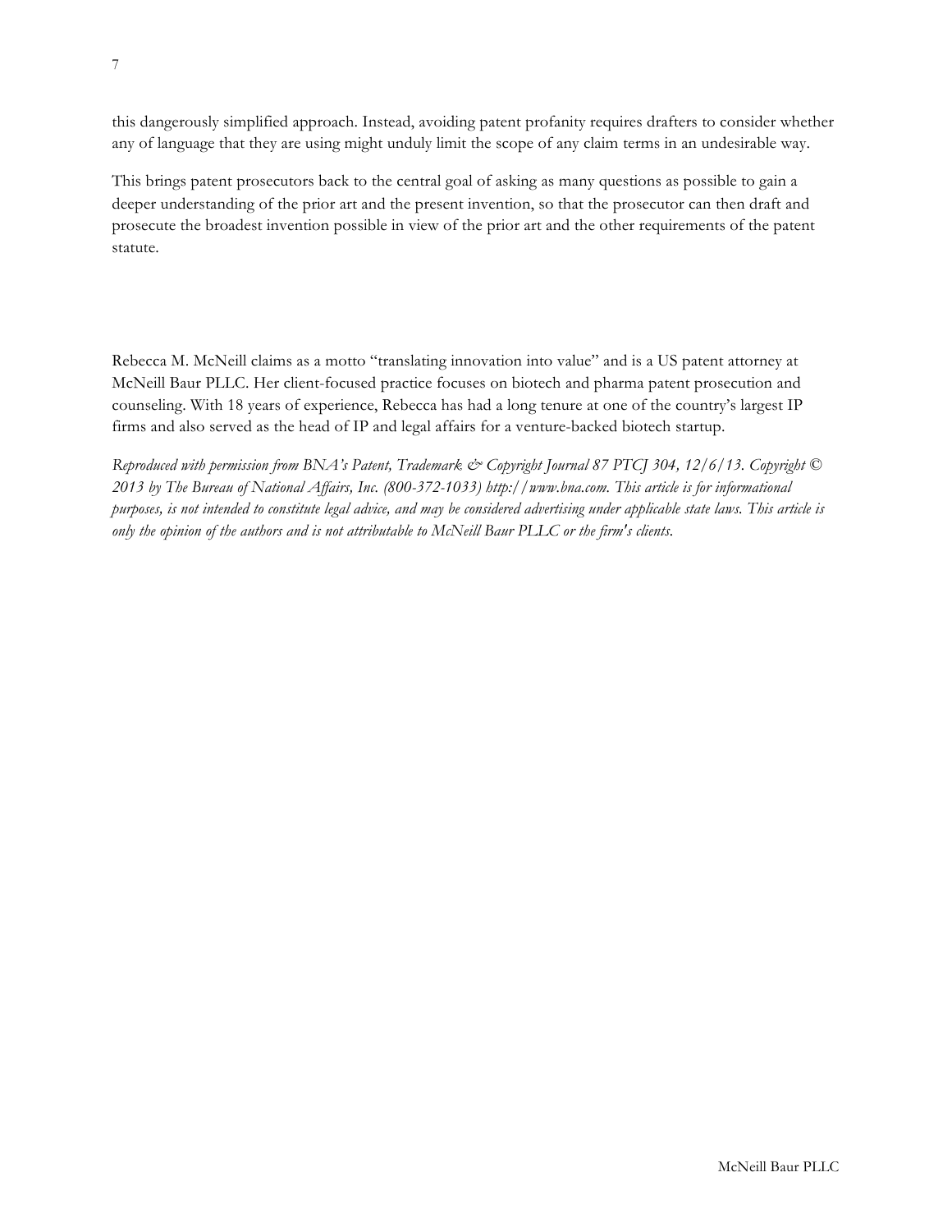this dangerously simplified approach. Instead, avoiding patent profanity requires drafters to consider whether any of language that they are using might unduly limit the scope of any claim terms in an undesirable way.

This brings patent prosecutors back to the central goal of asking as many questions as possible to gain a deeper understanding of the prior art and the present invention, so that the prosecutor can then draft and prosecute the broadest invention possible in view of the prior art and the other requirements of the patent statute.

Rebecca M. McNeill claims as a motto "translating innovation into value" and is a US patent attorney at McNeill Baur PLLC. Her client-focused practice focuses on biotech and pharma patent prosecution and counseling. With 18 years of experience, Rebecca has had a long tenure at one of the country's largest IP firms and also served as the head of IP and legal affairs for a venture-backed biotech startup.

*Reproduced with permission from BNA's Patent, Trademark & Copyright Journal 87 PTCJ 304, 12/6/13. Copyright © 2013 by The Bureau of National Affairs, Inc. (800-372-1033) http://www.bna.com. This article is for informational purposes, is not intended to constitute legal advice, and may be considered advertising under applicable state laws. This article is only the opinion of the authors and is not attributable to McNeill Baur PLLC or the firm's clients.*